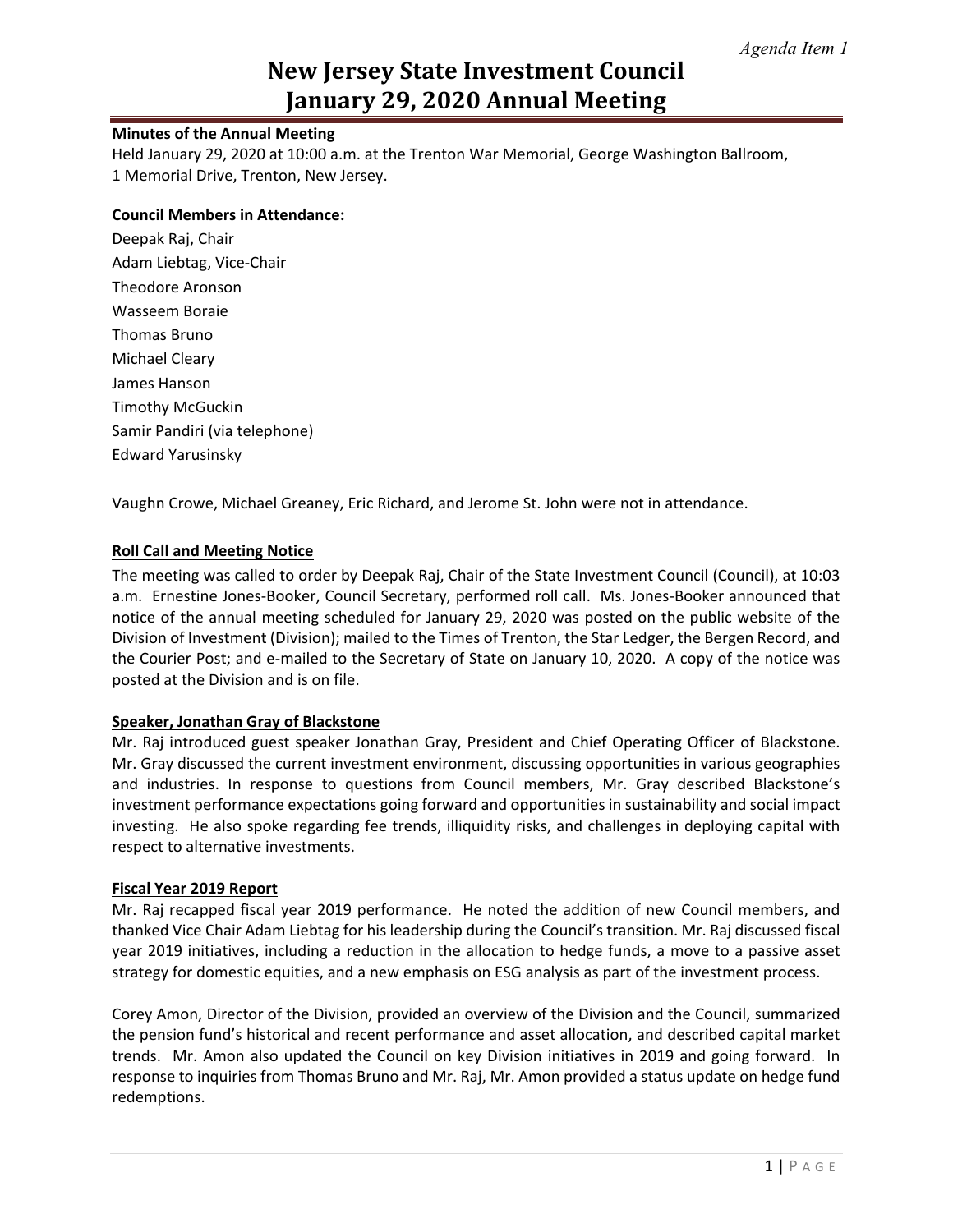*Agenda Item 1*

# New Jersey State Investment Council
# January 29, 2020 Annual Meeting

**Minutes of the Annual Meeting**
Held January 29, 2020 at 10:00 a.m. at the Trenton War Memorial, George Washington Ballroom, 1 Memorial Drive, Trenton, New Jersey.

**Council Members in Attendance:**
Deepak Raj, Chair
Adam Liebtag, Vice-Chair
Theodore Aronson
Wasseem Boraie
Thomas Bruno
Michael Cleary
James Hanson
Timothy McGuckin
Samir Pandiri (via telephone)
Edward Yarusinsky

Vaughn Crowe, Michael Greaney, Eric Richard, and Jerome St. John were not in attendance.

**Roll Call and Meeting Notice**

The meeting was called to order by Deepak Raj, Chair of the State Investment Council (Council), at 10:03 a.m. Ernestine Jones-Booker, Council Secretary, performed roll call. Ms. Jones-Booker announced that notice of the annual meeting scheduled for January 29, 2020 was posted on the public website of the Division of Investment (Division); mailed to the Times of Trenton, the Star Ledger, the Bergen Record, and the Courier Post; and e-mailed to the Secretary of State on January 10, 2020. A copy of the notice was posted at the Division and is on file.

**Speaker, Jonathan Gray of Blackstone**

Mr. Raj introduced guest speaker Jonathan Gray, President and Chief Operating Officer of Blackstone. Mr. Gray discussed the current investment environment, discussing opportunities in various geographies and industries. In response to questions from Council members, Mr. Gray described Blackstone's investment performance expectations going forward and opportunities in sustainability and social impact investing. He also spoke regarding fee trends, illiquidity risks, and challenges in deploying capital with respect to alternative investments.

**Fiscal Year 2019 Report**

Mr. Raj recapped fiscal year 2019 performance. He noted the addition of new Council members, and thanked Vice Chair Adam Liebtag for his leadership during the Council's transition. Mr. Raj discussed fiscal year 2019 initiatives, including a reduction in the allocation to hedge funds, a move to a passive asset strategy for domestic equities, and a new emphasis on ESG analysis as part of the investment process.

Corey Amon, Director of the Division, provided an overview of the Division and the Council, summarized the pension fund's historical and recent performance and asset allocation, and described capital market trends. Mr. Amon also updated the Council on key Division initiatives in 2019 and going forward. In response to inquiries from Thomas Bruno and Mr. Raj, Mr. Amon provided a status update on hedge fund redemptions.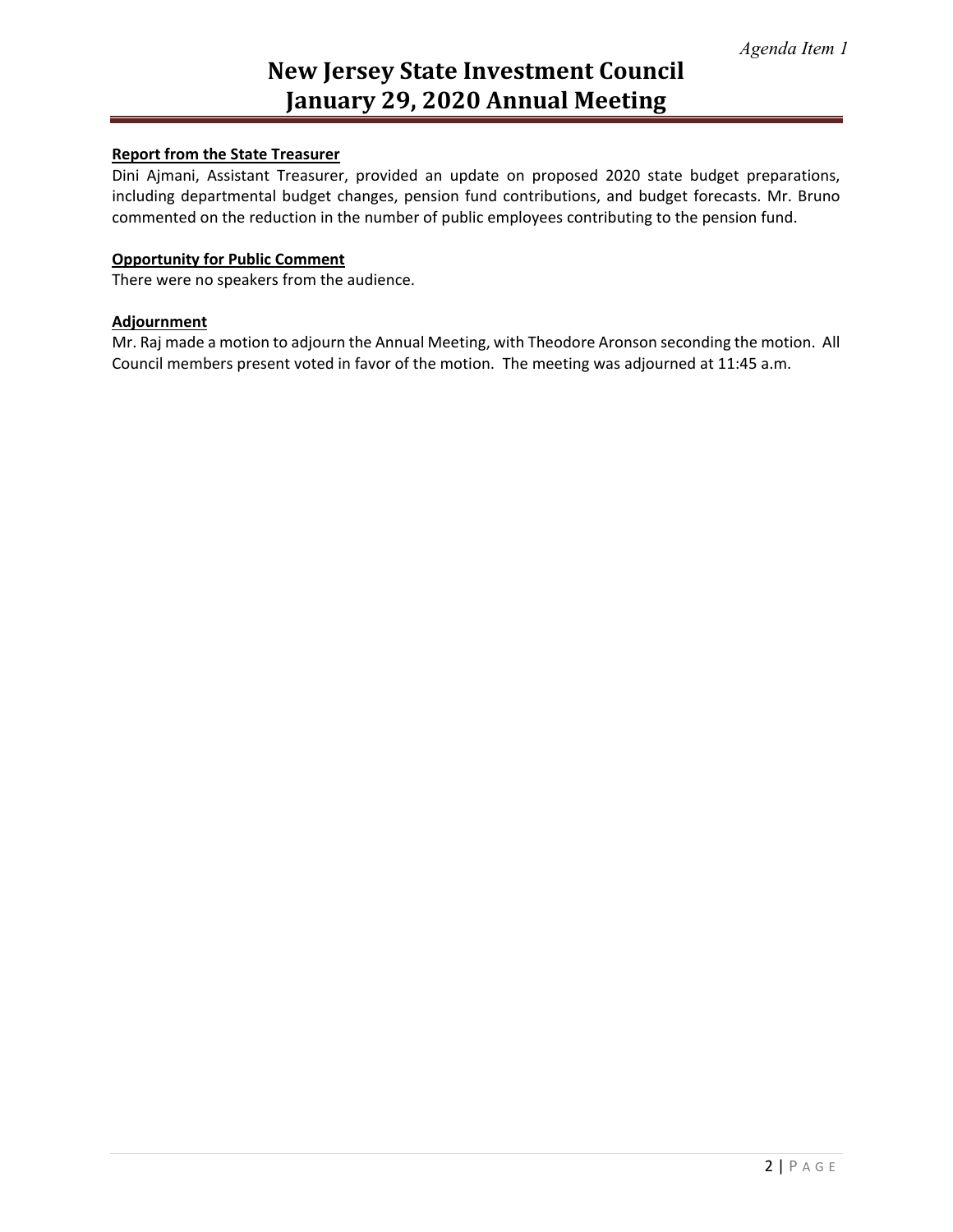**Report from the State Treasurer**

Dini Ajmani, Assistant Treasurer, provided an update on proposed 2020 state budget preparations, including departmental budget changes, pension fund contributions, and budget forecasts. Mr. Bruno commented on the reduction in the number of public employees contributing to the pension fund.

**Opportunity for Public Comment**

There were no speakers from the audience.

**Adjournment**

Mr. Raj made a motion to adjourn the Annual Meeting, with Theodore Aronson seconding the motion. All Council members present voted in favor of the motion. The meeting was adjourned at 11:45 a.m.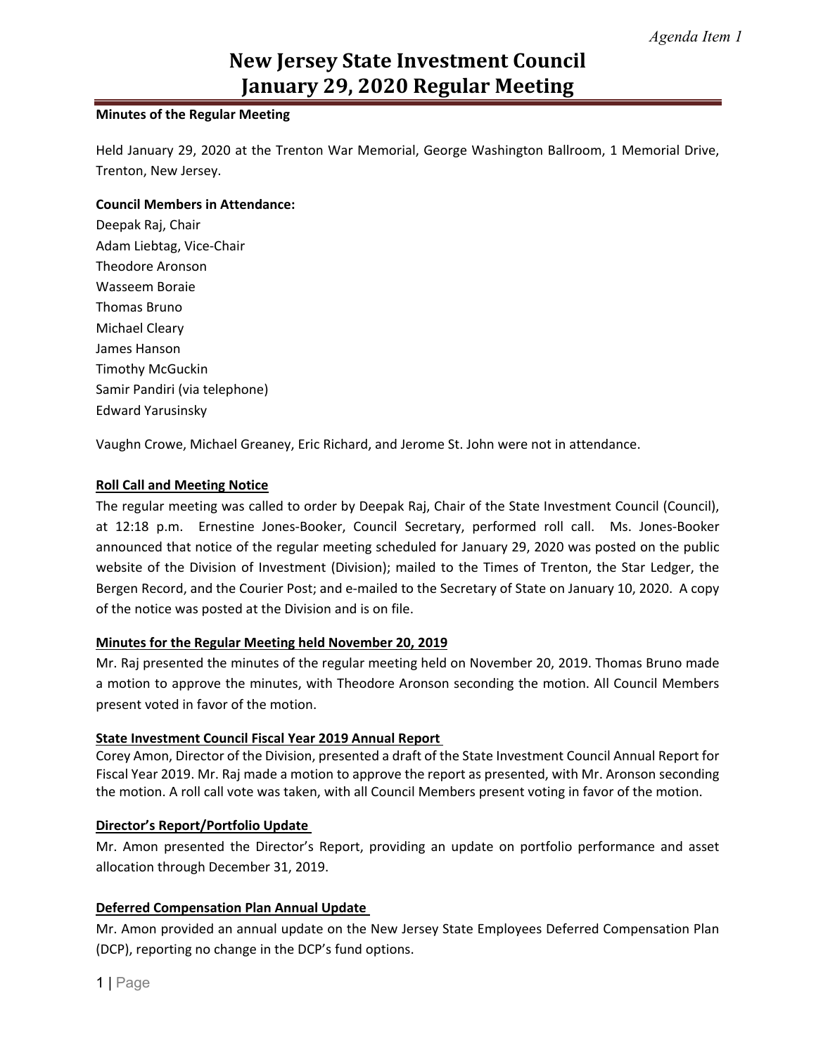*Agenda Item 1*

# New Jersey State Investment Council January 29, 2020 Regular Meeting

**Minutes of the Regular Meeting**

Held January 29, 2020 at the Trenton War Memorial, George Washington Ballroom, 1 Memorial Drive, Trenton, New Jersey.

**Council Members in Attendance:**

Deepak Raj, Chair
Adam Liebtag, Vice-Chair
Theodore Aronson
Wasseem Boraie
Thomas Bruno
Michael Cleary
James Hanson
Timothy McGuckin
Samir Pandiri (via telephone)
Edward Yarusinsky

Vaughn Crowe, Michael Greaney, Eric Richard, and Jerome St. John were not in attendance.

**Roll Call and Meeting Notice**

The regular meeting was called to order by Deepak Raj, Chair of the State Investment Council (Council), at 12:18 p.m. Ernestine Jones-Booker, Council Secretary, performed roll call. Ms. Jones-Booker announced that notice of the regular meeting scheduled for January 29, 2020 was posted on the public website of the Division of Investment (Division); mailed to the Times of Trenton, the Star Ledger, the Bergen Record, and the Courier Post; and e-mailed to the Secretary of State on January 10, 2020. A copy of the notice was posted at the Division and is on file.

**Minutes for the Regular Meeting held November 20, 2019**

Mr. Raj presented the minutes of the regular meeting held on November 20, 2019. Thomas Bruno made a motion to approve the minutes, with Theodore Aronson seconding the motion. All Council Members present voted in favor of the motion.

**State Investment Council Fiscal Year 2019 Annual Report**

Corey Amon, Director of the Division, presented a draft of the State Investment Council Annual Report for Fiscal Year 2019. Mr. Raj made a motion to approve the report as presented, with Mr. Aronson seconding the motion. A roll call vote was taken, with all Council Members present voting in favor of the motion.

**Director's Report/Portfolio Update**

Mr. Amon presented the Director's Report, providing an update on portfolio performance and asset allocation through December 31, 2019.

**Deferred Compensation Plan Annual Update**

Mr. Amon provided an annual update on the New Jersey State Employees Deferred Compensation Plan (DCP), reporting no change in the DCP's fund options.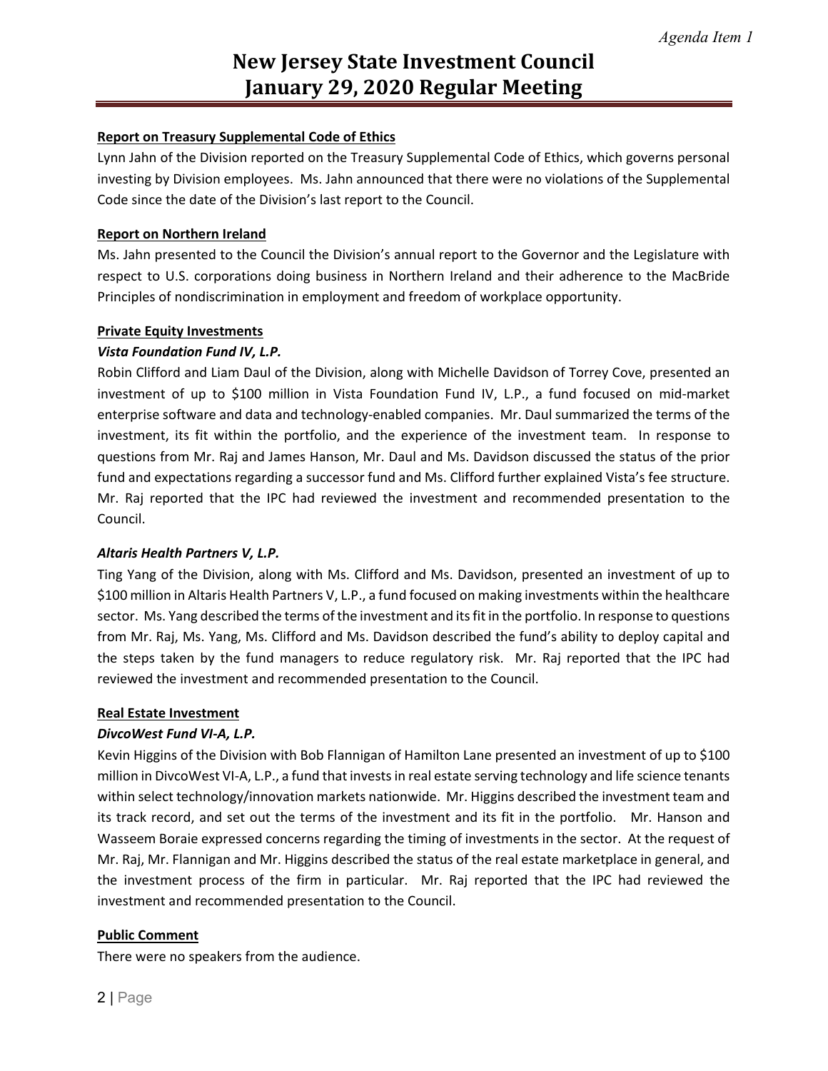# New Jersey State Investment Council
# January 29, 2020 Regular Meeting

**Report on Treasury Supplemental Code of Ethics**

Lynn Jahn of the Division reported on the Treasury Supplemental Code of Ethics, which governs personal investing by Division employees. Ms. Jahn announced that there were no violations of the Supplemental Code since the date of the Division's last report to the Council.

**Report on Northern Ireland**

Ms. Jahn presented to the Council the Division's annual report to the Governor and the Legislature with respect to U.S. corporations doing business in Northern Ireland and their adherence to the MacBride Principles of nondiscrimination in employment and freedom of workplace opportunity.

**Private Equity Investments**

***Vista Foundation Fund IV, L.P.***

Robin Clifford and Liam Daul of the Division, along with Michelle Davidson of Torrey Cove, presented an investment of up to $100 million in Vista Foundation Fund IV, L.P., a fund focused on mid-market enterprise software and data and technology-enabled companies. Mr. Daul summarized the terms of the investment, its fit within the portfolio, and the experience of the investment team. In response to questions from Mr. Raj and James Hanson, Mr. Daul and Ms. Davidson discussed the status of the prior fund and expectations regarding a successor fund and Ms. Clifford further explained Vista's fee structure. Mr. Raj reported that the IPC had reviewed the investment and recommended presentation to the Council.

***Altaris Health Partners V, L.P.***

Ting Yang of the Division, along with Ms. Clifford and Ms. Davidson, presented an investment of up to $100 million in Altaris Health Partners V, L.P., a fund focused on making investments within the healthcare sector. Ms. Yang described the terms of the investment and its fit in the portfolio. In response to questions from Mr. Raj, Ms. Yang, Ms. Clifford and Ms. Davidson described the fund's ability to deploy capital and the steps taken by the fund managers to reduce regulatory risk. Mr. Raj reported that the IPC had reviewed the investment and recommended presentation to the Council.

**Real Estate Investment**

***DivcoWest Fund VI-A, L.P.***

Kevin Higgins of the Division with Bob Flannigan of Hamilton Lane presented an investment of up to $100 million in DivcoWest VI-A, L.P., a fund that invests in real estate serving technology and life science tenants within select technology/innovation markets nationwide. Mr. Higgins described the investment team and its track record, and set out the terms of the investment and its fit in the portfolio. Mr. Hanson and Wasseem Boraie expressed concerns regarding the timing of investments in the sector. At the request of Mr. Raj, Mr. Flannigan and Mr. Higgins described the status of the real estate marketplace in general, and the investment process of the firm in particular. Mr. Raj reported that the IPC had reviewed the investment and recommended presentation to the Council.

**Public Comment**

There were no speakers from the audience.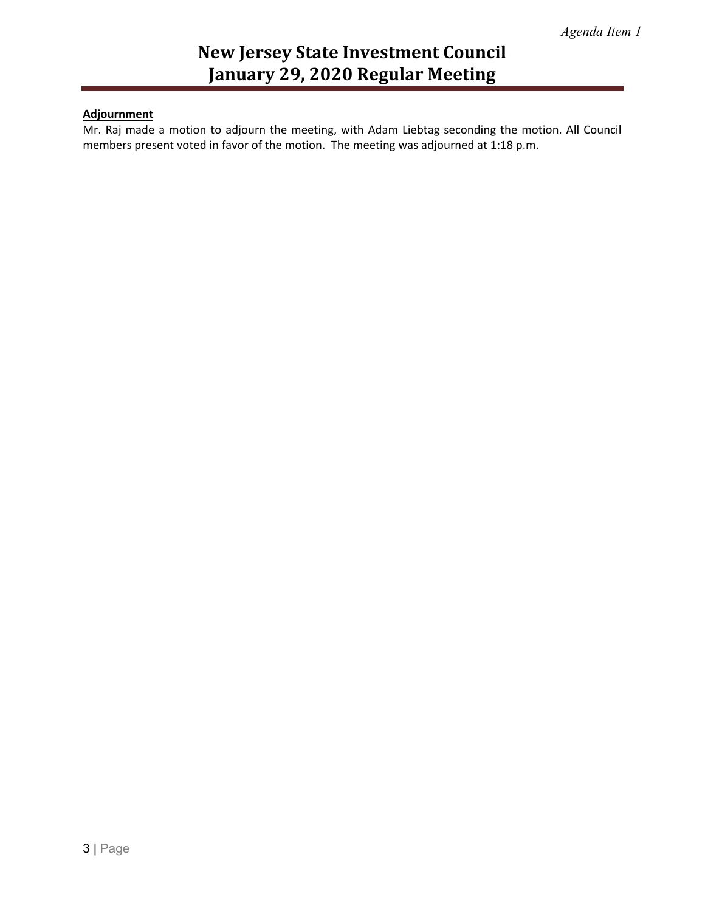**Adjournment**

Mr. Raj made a motion to adjourn the meeting, with Adam Liebtag seconding the motion. All Council members present voted in favor of the motion. The meeting was adjourned at 1:18 p.m.